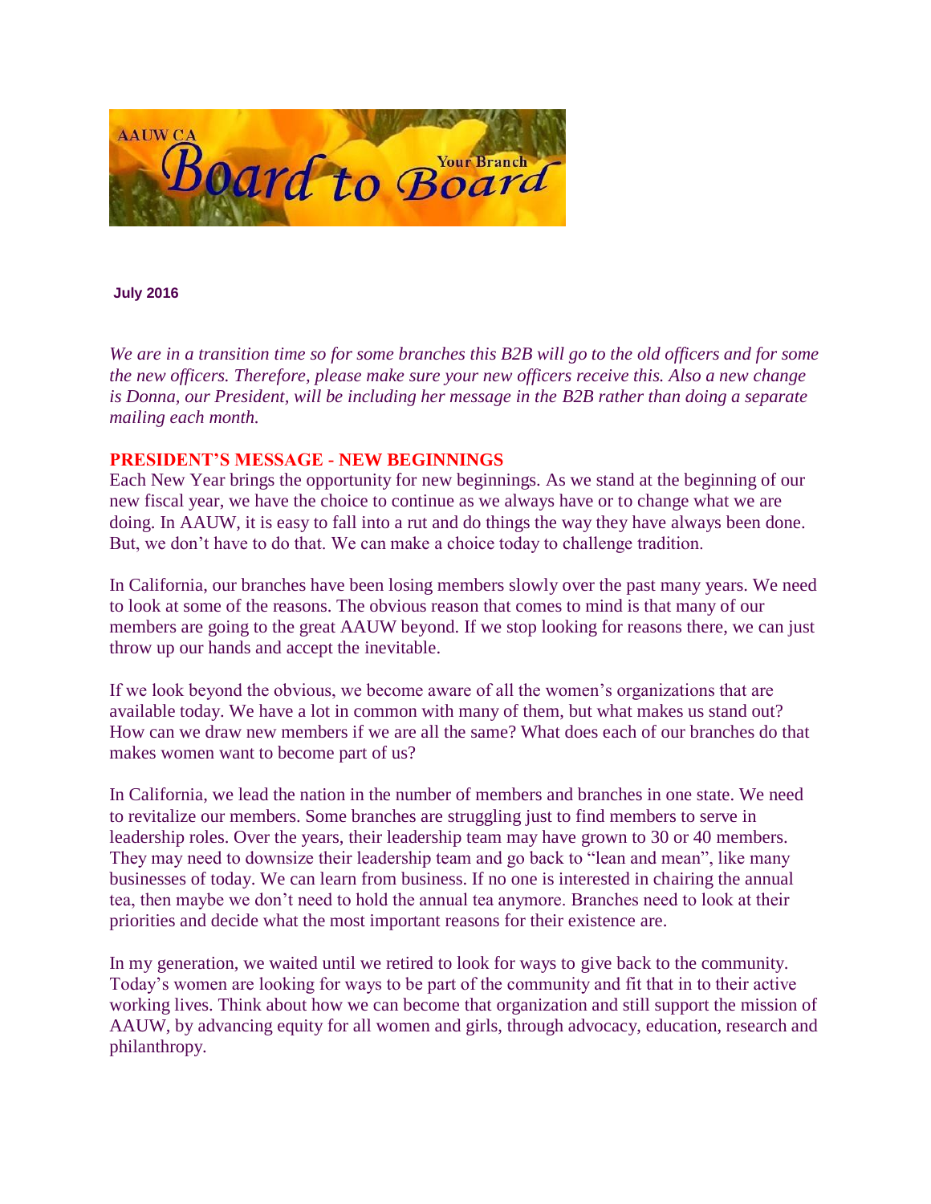AAUW CA Board to Board Your Branch

**July 2016**

*We are in a transition time so for some branches this B2B will go to the old officers and for some the new officers. Therefore, please make sure your new officers receive this. Also a new change is Donna, our President, will be including her message in the B2B rather than doing a separate mailing each month.*

## PRESIDENT'S MESSAGE - NEW BEGINNINGS

Each New Year brings the opportunity for new beginnings. As we stand at the beginning of our new fiscal year, we have the choice to continue as we always have or to change what we are doing. In AAUW, it is easy to fall into a rut and do things the way they have always been done. But, we don't have to do that. We can make a choice today to challenge tradition.

In California, our branches have been losing members slowly over the past many years. We need to look at some of the reasons. The obvious reason that comes to mind is that many of our members are going to the great AAUW beyond. If we stop looking for reasons there, we can just throw up our hands and accept the inevitable.

If we look beyond the obvious, we become aware of all the women's organizations that are available today. We have a lot in common with many of them, but what makes us stand out? How can we draw new members if we are all the same? What does each of our branches do that makes women want to become part of us?

In California, we lead the nation in the number of members and branches in one state. We need to revitalize our members. Some branches are struggling just to find members to serve in leadership roles. Over the years, their leadership team may have grown to 30 or 40 members. They may need to downsize their leadership team and go back to "lean and mean", like many businesses of today. We can learn from business. If no one is interested in chairing the annual tea, then maybe we don't need to hold the annual tea anymore. Branches need to look at their priorities and decide what the most important reasons for their existence are.

In my generation, we waited until we retired to look for ways to give back to the community. Today's women are looking for ways to be part of the community and fit that in to their active working lives. Think about how we can become that organization and still support the mission of AAUW, by advancing equity for all women and girls, through advocacy, education, research and philanthropy.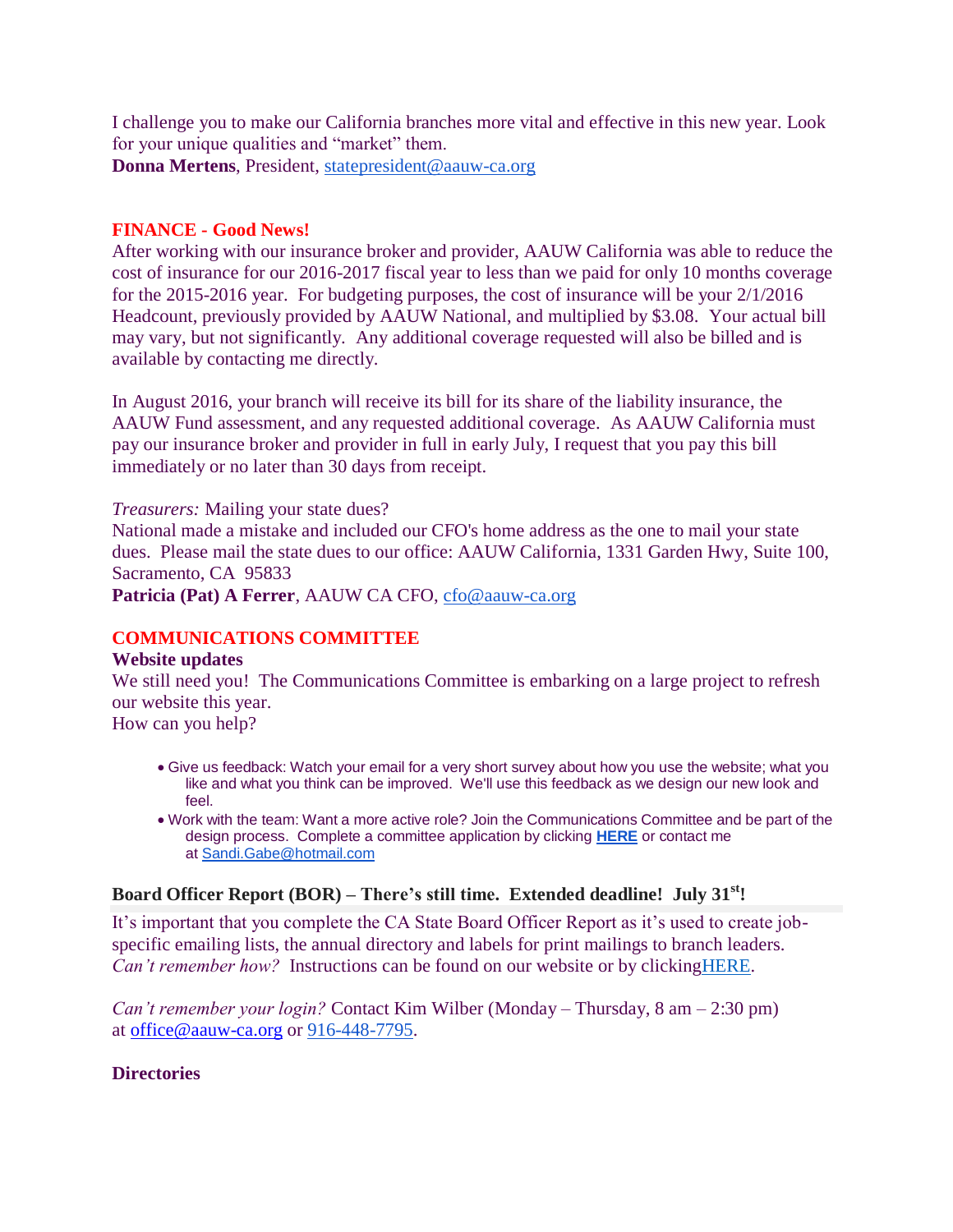I challenge you to make our California branches more vital and effective in this new year. Look for your unique qualities and "market" them.
**Donna Mertens**, President, statepresident@aauw-ca.org

## FINANCE - Good News!

After working with our insurance broker and provider, AAUW California was able to reduce the cost of insurance for our 2016-2017 fiscal year to less than we paid for only 10 months coverage for the 2015-2016 year. For budgeting purposes, the cost of insurance will be your 2/1/2016 Headcount, previously provided by AAUW National, and multiplied by $3.08. Your actual bill may vary, but not significantly. Any additional coverage requested will also be billed and is available by contacting me directly.

In August 2016, your branch will receive its bill for its share of the liability insurance, the AAUW Fund assessment, and any requested additional coverage. As AAUW California must pay our insurance broker and provider in full in early July, I request that you pay this bill immediately or no later than 30 days from receipt.

*Treasurers:* Mailing your state dues?
National made a mistake and included our CFO's home address as the one to mail your state dues. Please mail the state dues to our office: AAUW California, 1331 Garden Hwy, Suite 100, Sacramento, CA 95833
**Patricia (Pat) A Ferrer**, AAUW CA CFO, cfo@aauw-ca.org

## COMMUNICATIONS COMMITTEE

### Website updates

We still need you! The Communications Committee is embarking on a large project to refresh our website this year.
How can you help?

- Give us feedback: Watch your email for a very short survey about how you use the website; what you like and what you think can be improved. We'll use this feedback as we design our new look and feel.
- Work with the team: Want a more active role? Join the Communications Committee and be part of the design process. Complete a committee application by clicking **HERE** or contact me at Sandi.Gabe@hotmail.com

### Board Officer Report (BOR) – There's still time. Extended deadline! July 31st!

It's important that you complete the CA State Board Officer Report as it's used to create job-specific emailing lists, the annual directory and labels for print mailings to branch leaders. *Can't remember how?* Instructions can be found on our website or by clickingHERE.

*Can't remember your login?* Contact Kim Wilber (Monday – Thursday, 8 am – 2:30 pm) at office@aauw-ca.org or 916-448-7795.

### Directories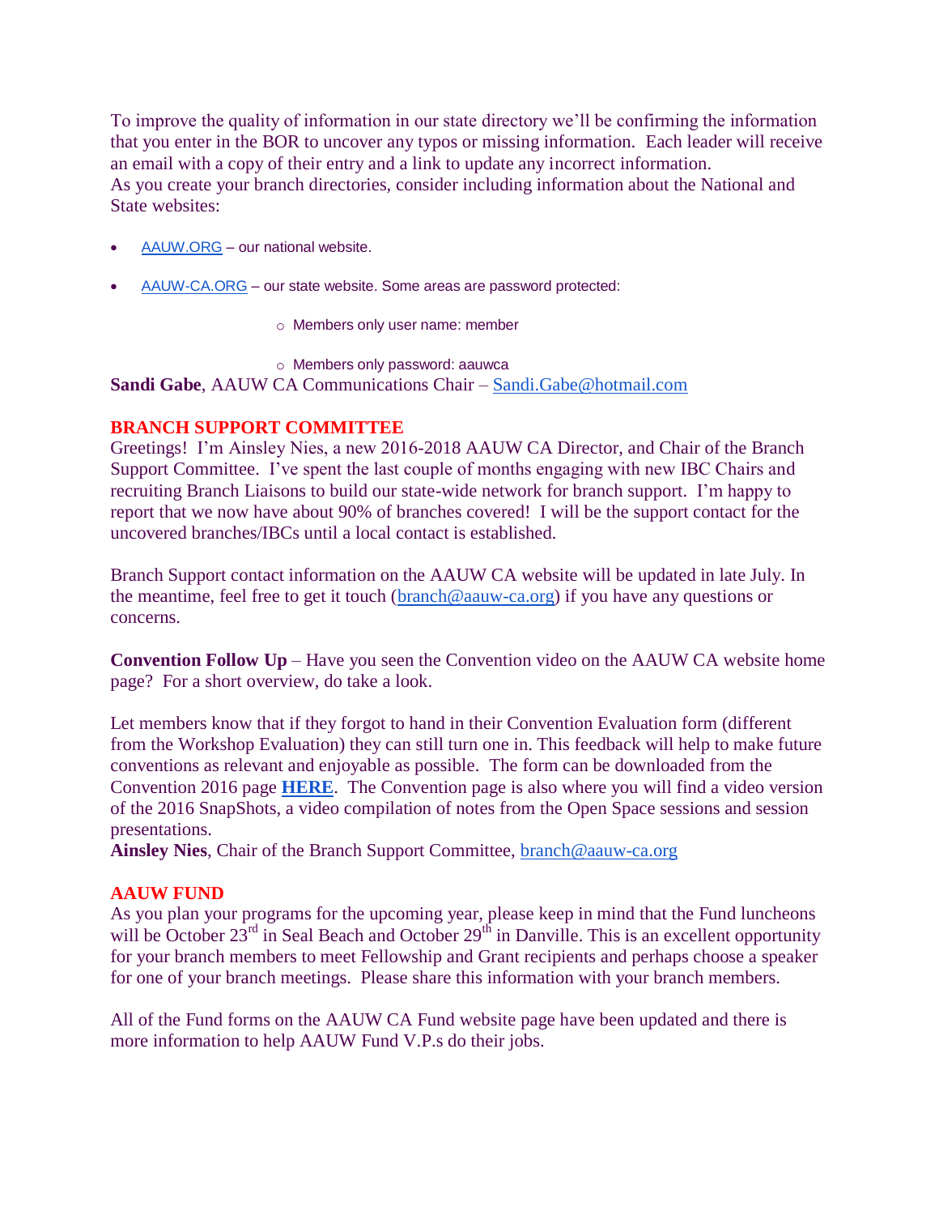To improve the quality of information in our state directory we'll be confirming the information that you enter in the BOR to uncover any typos or missing information. Each leader will receive an email with a copy of their entry and a link to update any incorrect information.
As you create your branch directories, consider including information about the National and State websites:

- AAUW.ORG – our national website.
- AAUW-CA.ORG – our state website. Some areas are password protected:
  - Members only user name: member
  - Members only password: aauwca

**Sandi Gabe**, AAUW CA Communications Chair – Sandi.Gabe@hotmail.com

## BRANCH SUPPORT COMMITTEE

Greetings! I'm Ainsley Nies, a new 2016-2018 AAUW CA Director, and Chair of the Branch Support Committee. I've spent the last couple of months engaging with new IBC Chairs and recruiting Branch Liaisons to build our state-wide network for branch support. I'm happy to report that we now have about 90% of branches covered! I will be the support contact for the uncovered branches/IBCs until a local contact is established.

Branch Support contact information on the AAUW CA website will be updated in late July. In the meantime, feel free to get it touch (branch@aauw-ca.org) if you have any questions or concerns.

**Convention Follow Up** – Have you seen the Convention video on the AAUW CA website home page? For a short overview, do take a look.

Let members know that if they forgot to hand in their Convention Evaluation form (different from the Workshop Evaluation) they can still turn one in. This feedback will help to make future conventions as relevant and enjoyable as possible. The form can be downloaded from the Convention 2016 page **HERE**. The Convention page is also where you will find a video version of the 2016 SnapShots, a video compilation of notes from the Open Space sessions and session presentations.
**Ainsley Nies**, Chair of the Branch Support Committee, branch@aauw-ca.org

## AAUW FUND

As you plan your programs for the upcoming year, please keep in mind that the Fund luncheons will be October 23rd in Seal Beach and October 29th in Danville. This is an excellent opportunity for your branch members to meet Fellowship and Grant recipients and perhaps choose a speaker for one of your branch meetings. Please share this information with your branch members.

All of the Fund forms on the AAUW CA Fund website page have been updated and there is more information to help AAUW Fund V.P.s do their jobs.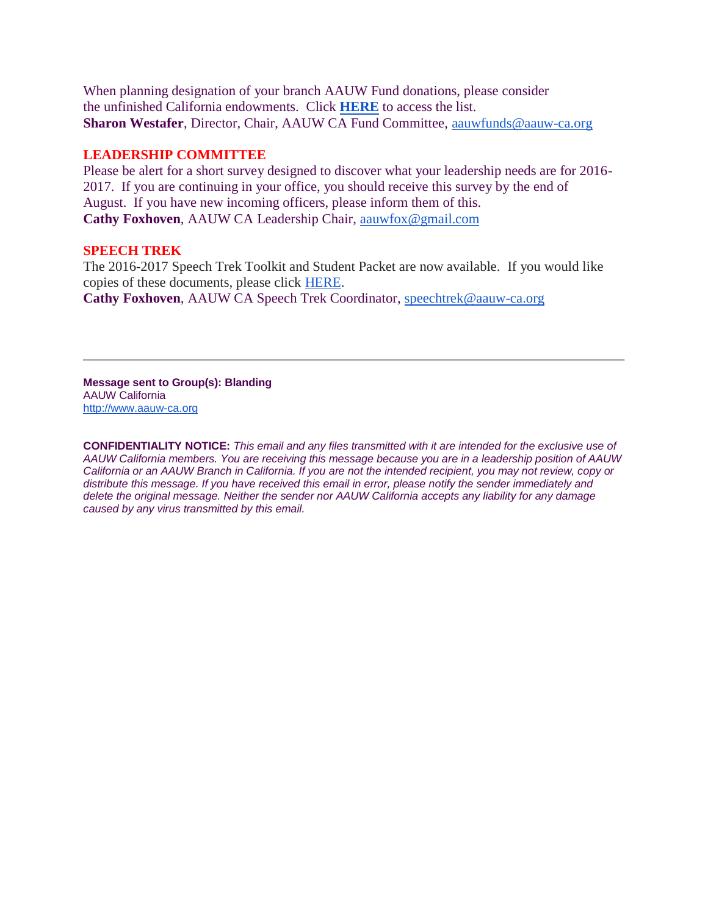When planning designation of your branch AAUW Fund donations, please consider the unfinished California endowments. Click **HERE** to access the list.
**Sharon Westafer**, Director, Chair, AAUW CA Fund Committee, aauwfunds@aauw-ca.org

## LEADERSHIP COMMITTEE

Please be alert for a short survey designed to discover what your leadership needs are for 2016-2017. If you are continuing in your office, you should receive this survey by the end of August. If you have new incoming officers, please inform them of this.
**Cathy Foxhoven**, AAUW CA Leadership Chair, aauwfox@gmail.com

## SPEECH TREK

The 2016-2017 Speech Trek Toolkit and Student Packet are now available. If you would like copies of these documents, please click HERE.
**Cathy Foxhoven**, AAUW CA Speech Trek Coordinator, speechtrek@aauw-ca.org

---

**Message sent to Group(s): Blanding**
AAUW California
http://www.aauw-ca.org

**CONFIDENTIALITY NOTICE:** *This email and any files transmitted with it are intended for the exclusive use of AAUW California members. You are receiving this message because you are in a leadership position of AAUW California or an AAUW Branch in California. If you are not the intended recipient, you may not review, copy or distribute this message. If you have received this email in error, please notify the sender immediately and delete the original message. Neither the sender nor AAUW California accepts any liability for any damage caused by any virus transmitted by this email.*